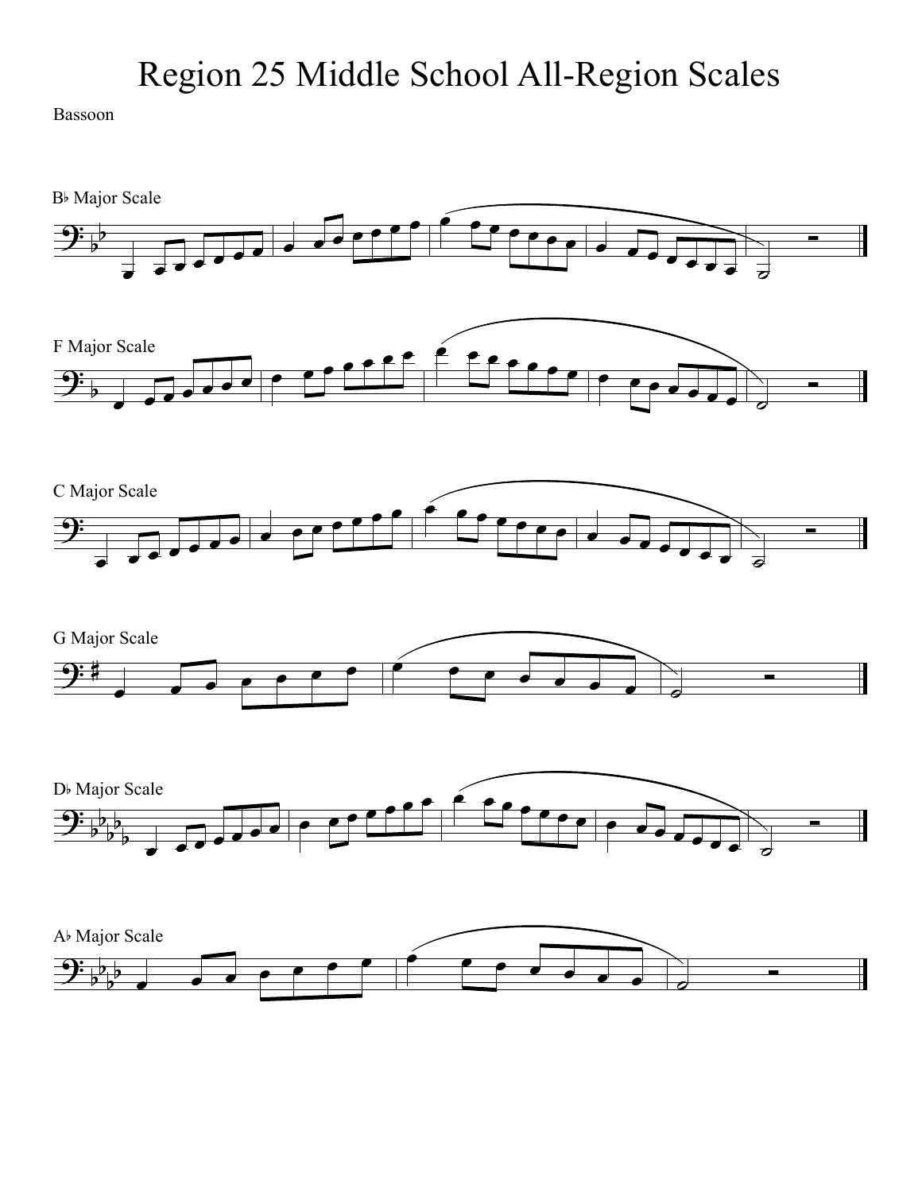# Region 25 Middle School All-Region Scales

Bassoon

B♭ Major Scale

F Major Scale

C Major Scale

G Major Scale

D♭ Major Scale

A♭ Major Scale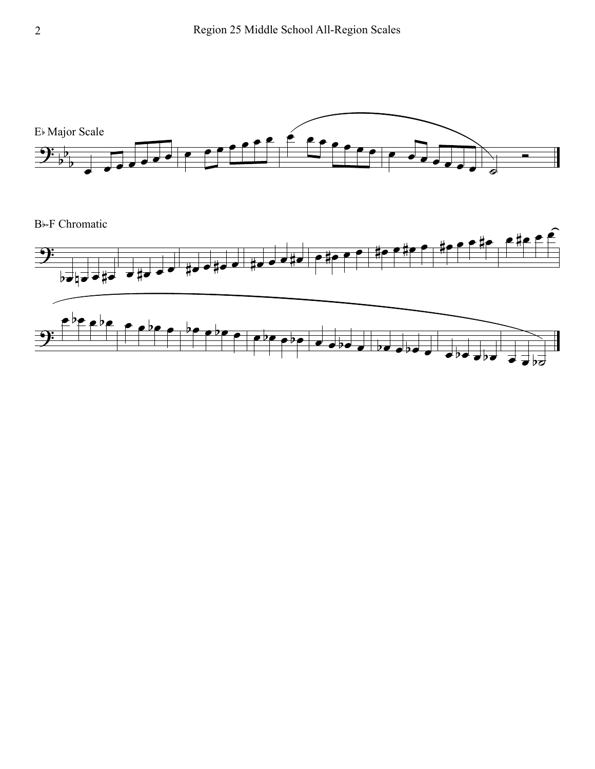E♭ Major Scale

B♭-F Chromatic